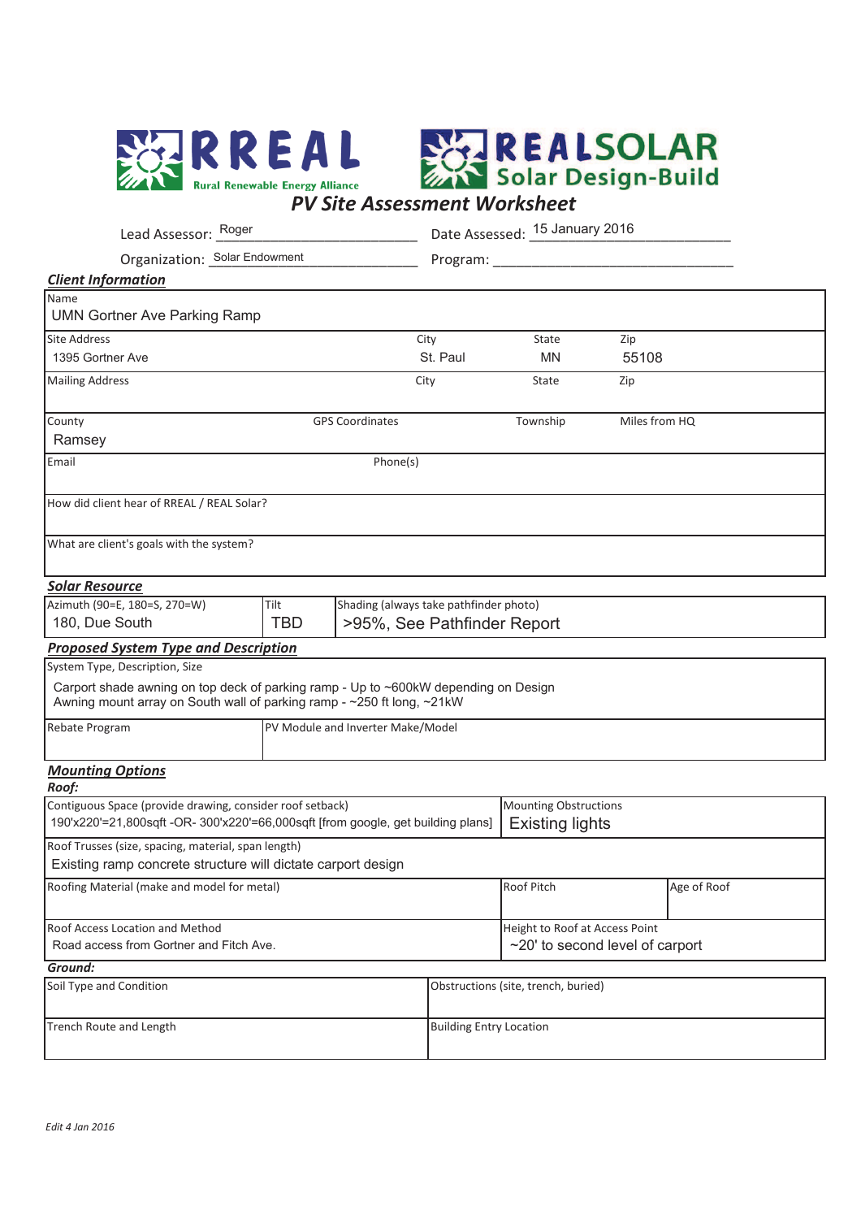RREAL Rural Renewable Energy Alliance

REALSOLAR Solar Design-Build

# PV Site Assessment Worksheet

Lead Assessor: Roger Date Assessed: 15 January 2016

Organization: Solar Endowment Program: 

## Client Information

| Name | | | |
|---|---|---|---|
| UMN Gortner Ave Parking Ramp | | | |
| **Site Address** | **City** | **State** | **Zip** |
| 1395 Gortner Ave | St. Paul | MN | 55108 |
| **Mailing Address** | **City** | **State** | **Zip** |
| | | | |
| **County** | **GPS Coordinates** | **Township** | **Miles from HQ** |
| Ramsey | | | |
| **Email** | **Phone(s)** | | |
| | | | |
| **How did client hear of RREAL / REAL Solar?** | | | |
| | | | |
| **What are client's goals with the system?** | | | |
| | | | |

## Solar Resource

| Azimuth (90=E, 180=S, 270=W) | Tilt | Shading (always take pathfinder photo) |
|---|---|---|
| 180, Due South | TBD | >95%, See Pathfinder Report |

## Proposed System Type and Description

| System Type, Description, Size | |
|---|---|
| Carport shade awning on top deck of parking ramp - Up to ~600kW depending on Design<br>Awning mount array on South wall of parking ramp - ~250 ft long, ~21kW | |
| **Rebate Program** | **PV Module and Inverter Make/Model** |
| | |

## Mounting Options

### Roof:

| Contiguous Space (provide drawing, consider roof setback) | Mounting Obstructions | |
|---|---|---|
| 190'x220'=21,800sqft -OR- 300'x220'=66,000sqft [from google, get building plans] | Existing lights | |
| **Roof Trusses (size, spacing, material, span length)** | | |
| Existing ramp concrete structure will dictate carport design | | |
| **Roofing Material (make and model for metal)** | **Roof Pitch** | **Age of Roof** |
| | | |
| **Roof Access Location and Method** | **Height to Roof at Access Point** | |
| Road access from Gortner and Fitch Ave. | ~20' to second level of carport | |

### Ground:

| Soil Type and Condition | Obstructions (site, trench, buried) |
|---|---|
| | |
| **Trench Route and Length** | **Building Entry Location** |
| | |

*Edit 4 Jan 2016*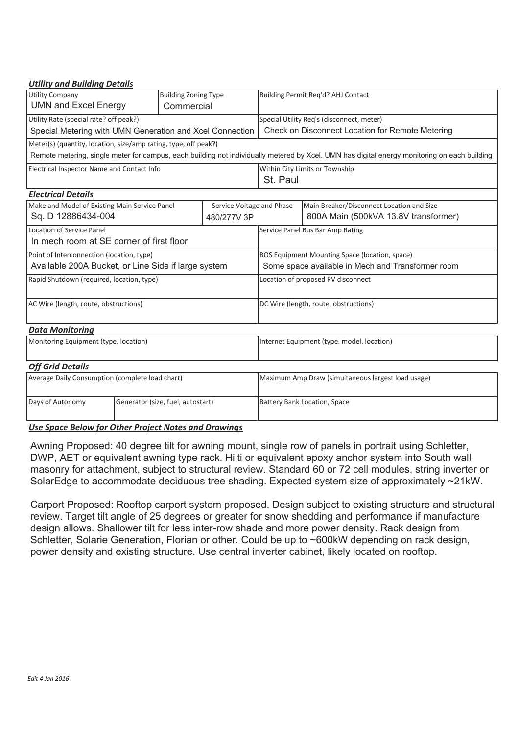***Utility and Building Details***

| | | |
|---|---|---|
| Utility Company<br>UMN and Excel Energy | Building Zoning Type<br>Commercial | Building Permit Req'd? AHJ Contact |
| Utility Rate (special rate? off peak?)<br>Special Metering with UMN Generation and Xcel Connection | | Special Utility Req's (disconnect, meter)<br>Check on Disconnect Location for Remote Metering |
| Meter(s) (quantity, location, size/amp rating, type, off peak?)<br>Remote metering, single meter for campus, each building not individually metered by Xcel. UMN has digital energy monitoring on each building | | |
| Electrical Inspector Name and Contact Info | | Within City Limits or Township<br>St. Paul |

***Electrical Details***

| | | |
|---|---|---|
| Make and Model of Existing Main Service Panel<br>Sq. D 12886434-004 | Service Voltage and Phase<br>480/277V 3P | Main Breaker/Disconnect Location and Size<br>800A Main (500kVA 13.8V transformer) |
| Location of Service Panel<br>In mech room at SE corner of first floor | | Service Panel Bus Bar Amp Rating |
| Point of Interconnection (location, type)<br>Available 200A Bucket, or Line Side if large system | | BOS Equipment Mounting Space (location, space)<br>Some space available in Mech and Transformer room |
| Rapid Shutdown (required, location, type) | | Location of proposed PV disconnect |
| AC Wire (length, route, obstructions) | | DC Wire (length, route, obstructions) |

***Data Monitoring***

| | |
|---|---|
| Monitoring Equipment (type, location) | Internet Equipment (type, model, location) |

***Off Grid Details***

| | | |
|---|---|---|
| Average Daily Consumption (complete load chart) | | Maximum Amp Draw (simultaneous largest load usage) |
| Days of Autonomy | Generator (size, fuel, autostart) | Battery Bank Location, Space |

***Use Space Below for Other Project Notes and Drawings***

Awning Proposed: 40 degree tilt for awning mount, single row of panels in portrait using Schletter, DWP, AET or equivalent awning type rack. Hilti or equivalent epoxy anchor system into South wall masonry for attachment, subject to structural review. Standard 60 or 72 cell modules, string inverter or SolarEdge to accommodate deciduous tree shading. Expected system size of approximately ~21kW.

Carport Proposed: Rooftop carport system proposed. Design subject to existing structure and structural review. Target tilt angle of 25 degrees or greater for snow shedding and performance if manufacture design allows. Shallower tilt for less inter-row shade and more power density. Rack design from Schletter, Solarie Generation, Florian or other. Could be up to ~600kW depending on rack design, power density and existing structure. Use central inverter cabinet, likely located on rooftop.

*Edit 4 Jan 2016*